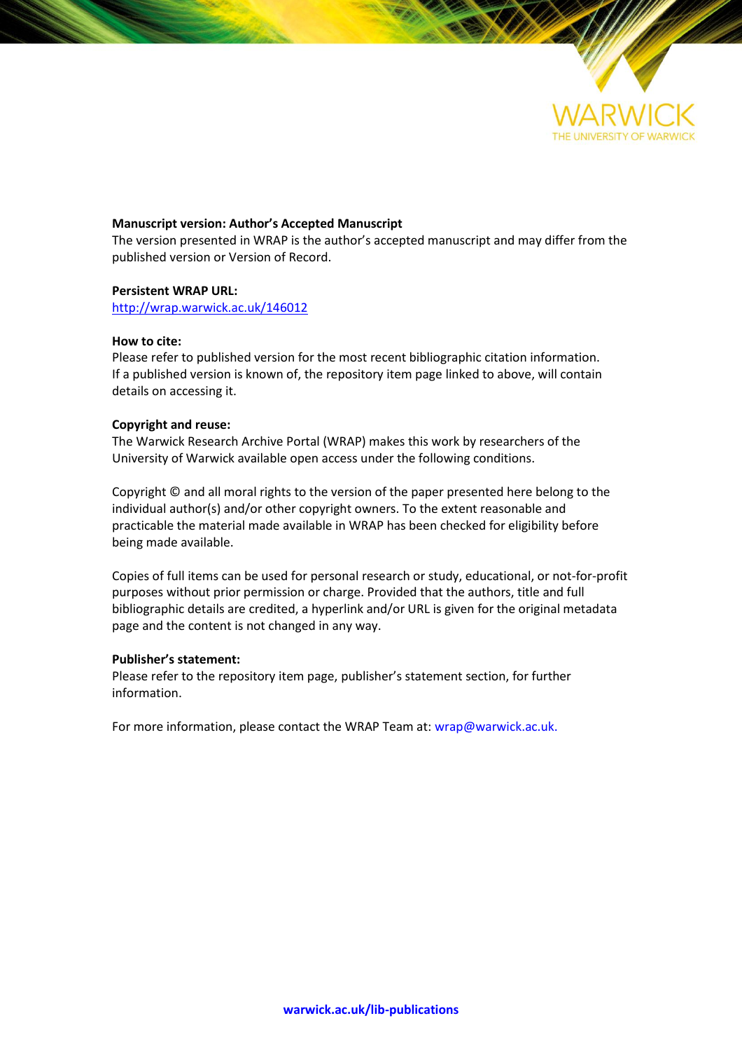WARWICK
THE UNIVERSITY OF WARWICK

**Manuscript version: Author's Accepted Manuscript**
The version presented in WRAP is the author's accepted manuscript and may differ from the published version or Version of Record.

**Persistent WRAP URL:**
http://wrap.warwick.ac.uk/146012

**How to cite:**
Please refer to published version for the most recent bibliographic citation information. If a published version is known of, the repository item page linked to above, will contain details on accessing it.

**Copyright and reuse:**
The Warwick Research Archive Portal (WRAP) makes this work by researchers of the University of Warwick available open access under the following conditions.

Copyright © and all moral rights to the version of the paper presented here belong to the individual author(s) and/or other copyright owners. To the extent reasonable and practicable the material made available in WRAP has been checked for eligibility before being made available.

Copies of full items can be used for personal research or study, educational, or not-for-profit purposes without prior permission or charge. Provided that the authors, title and full bibliographic details are credited, a hyperlink and/or URL is given for the original metadata page and the content is not changed in any way.

**Publisher's statement:**
Please refer to the repository item page, publisher's statement section, for further information.

For more information, please contact the WRAP Team at: wrap@warwick.ac.uk.

**warwick.ac.uk/lib-publications**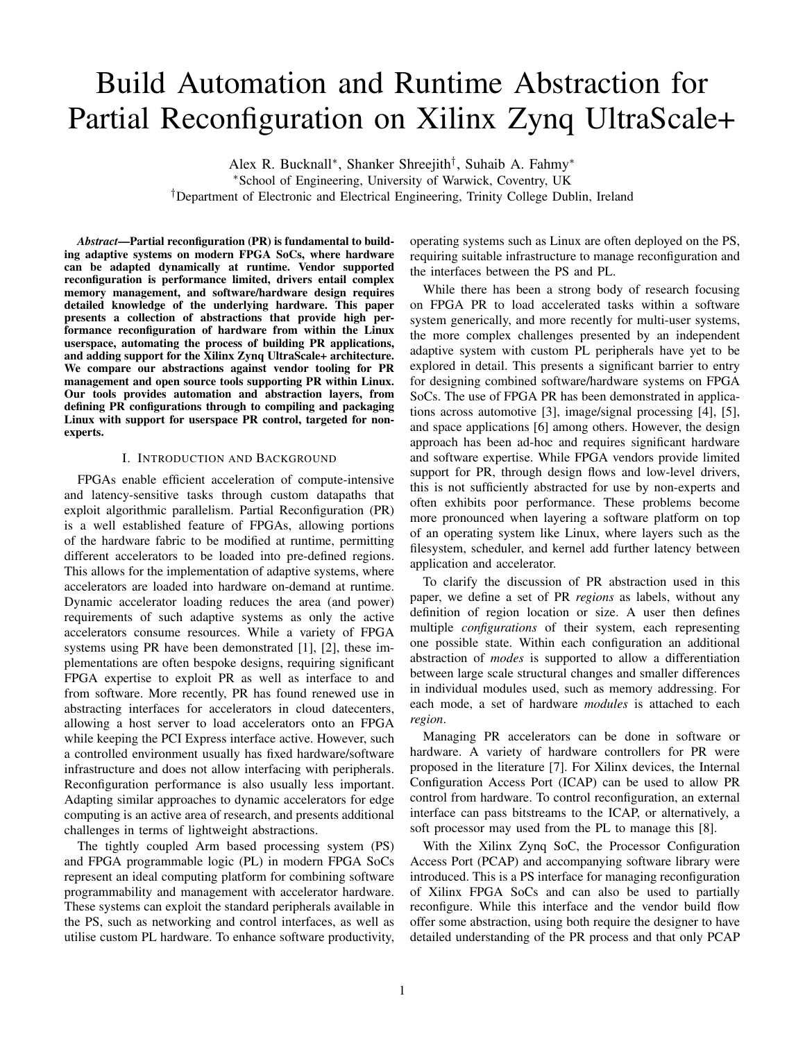# Build Automation and Runtime Abstraction for Partial Reconfiguration on Xilinx Zynq UltraScale+

Alex R. Bucknall*, Shanker Shreejith†, Suhaib A. Fahmy*

*School of Engineering, University of Warwick, Coventry, UK

†Department of Electronic and Electrical Engineering, Trinity College Dublin, Ireland

***Abstract*—Partial reconfiguration (PR) is fundamental to building adaptive systems on modern FPGA SoCs, where hardware can be adapted dynamically at runtime. Vendor supported reconfiguration is performance limited, drivers entail complex memory management, and software/hardware design requires detailed knowledge of the underlying hardware. This paper presents a collection of abstractions that provide high performance reconfiguration of hardware from within the Linux userspace, automating the process of building PR applications, and adding support for the Xilinx Zynq UltraScale+ architecture. We compare our abstractions against vendor tooling for PR management and open source tools supporting PR within Linux. Our tools provides automation and abstraction layers, from defining PR configurations through to compiling and packaging Linux with support for userspace PR control, targeted for non-experts.**

## I. Introduction and Background

FPGAs enable efficient acceleration of compute-intensive and latency-sensitive tasks through custom datapaths that exploit algorithmic parallelism. Partial Reconfiguration (PR) is a well established feature of FPGAs, allowing portions of the hardware fabric to be modified at runtime, permitting different accelerators to be loaded into pre-defined regions. This allows for the implementation of adaptive systems, where accelerators are loaded into hardware on-demand at runtime. Dynamic accelerator loading reduces the area (and power) requirements of such adaptive systems as only the active accelerators consume resources. While a variety of FPGA systems using PR have been demonstrated [1], [2], these implementations are often bespoke designs, requiring significant FPGA expertise to exploit PR as well as interface to and from software. More recently, PR has found renewed use in abstracting interfaces for accelerators in cloud datecenters, allowing a host server to load accelerators onto an FPGA while keeping the PCI Express interface active. However, such a controlled environment usually has fixed hardware/software infrastructure and does not allow interfacing with peripherals. Reconfiguration performance is also usually less important. Adapting similar approaches to dynamic accelerators for edge computing is an active area of research, and presents additional challenges in terms of lightweight abstractions.

The tightly coupled Arm based processing system (PS) and FPGA programmable logic (PL) in modern FPGA SoCs represent an ideal computing platform for combining software programmability and management with accelerator hardware. These systems can exploit the standard peripherals available in the PS, such as networking and control interfaces, as well as utilise custom PL hardware. To enhance software productivity, operating systems such as Linux are often deployed on the PS, requiring suitable infrastructure to manage reconfiguration and the interfaces between the PS and PL.

While there has been a strong body of research focusing on FPGA PR to load accelerated tasks within a software system generically, and more recently for multi-user systems, the more complex challenges presented by an independent adaptive system with custom PL peripherals have yet to be explored in detail. This presents a significant barrier to entry for designing combined software/hardware systems on FPGA SoCs. The use of FPGA PR has been demonstrated in applications across automotive [3], image/signal processing [4], [5], and space applications [6] among others. However, the design approach has been ad-hoc and requires significant hardware and software expertise. While FPGA vendors provide limited support for PR, through design flows and low-level drivers, this is not sufficiently abstracted for use by non-experts and often exhibits poor performance. These problems become more pronounced when layering a software platform on top of an operating system like Linux, where layers such as the filesystem, scheduler, and kernel add further latency between application and accelerator.

To clarify the discussion of PR abstraction used in this paper, we define a set of PR *regions* as labels, without any definition of region location or size. A user then defines multiple *configurations* of their system, each representing one possible state. Within each configuration an additional abstraction of *modes* is supported to allow a differentiation between large scale structural changes and smaller differences in individual modules used, such as memory addressing. For each mode, a set of hardware *modules* is attached to each *region*.

Managing PR accelerators can be done in software or hardware. A variety of hardware controllers for PR were proposed in the literature [7]. For Xilinx devices, the Internal Configuration Access Port (ICAP) can be used to allow PR control from hardware. To control reconfiguration, an external interface can pass bitstreams to the ICAP, or alternatively, a soft processor may used from the PL to manage this [8].

With the Xilinx Zynq SoC, the Processor Configuration Access Port (PCAP) and accompanying software library were introduced. This is a PS interface for managing reconfiguration of Xilinx FPGA SoCs and can also be used to partially reconfigure. While this interface and the vendor build flow offer some abstraction, using both require the designer to have detailed understanding of the PR process and that only PCAP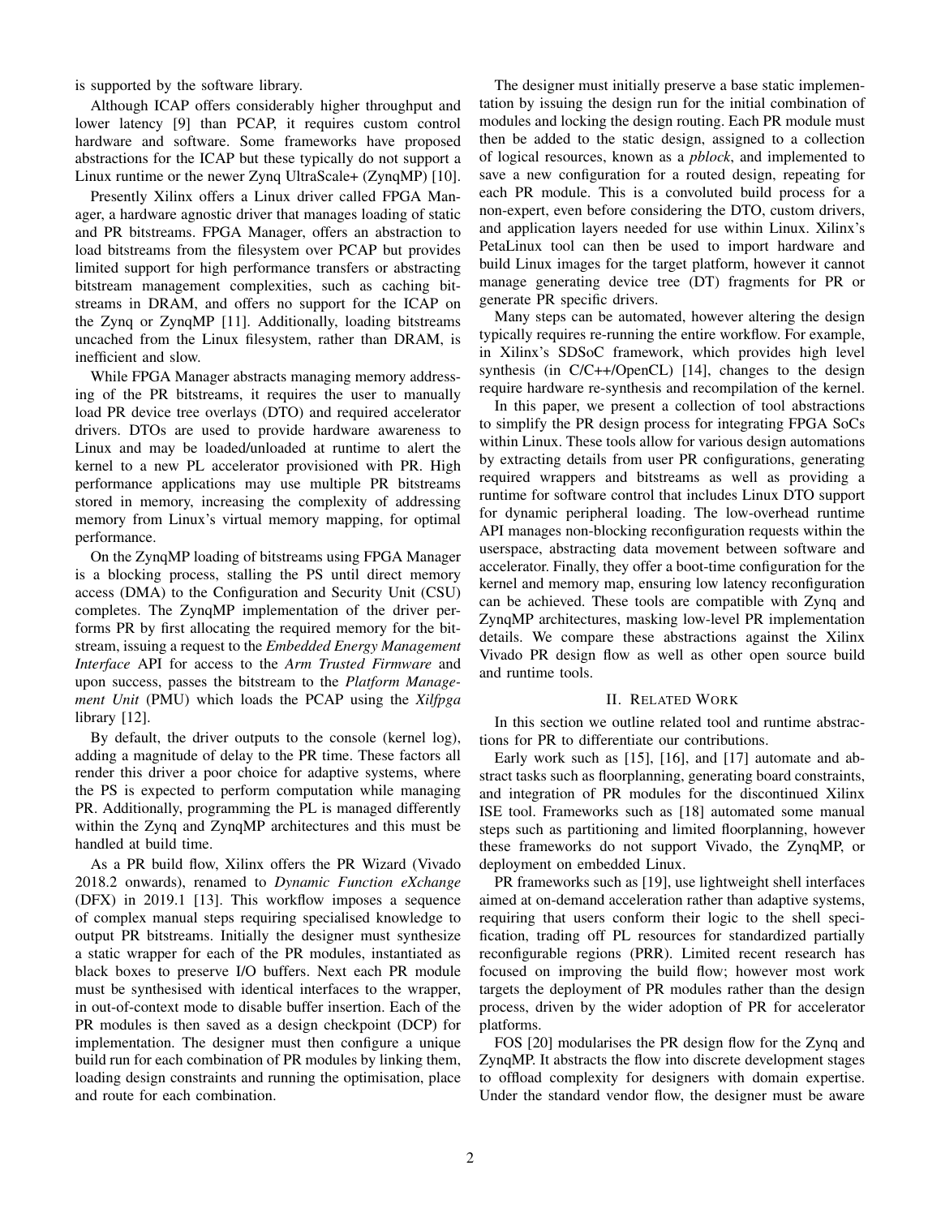is supported by the software library.

Although ICAP offers considerably higher throughput and lower latency [9] than PCAP, it requires custom control hardware and software. Some frameworks have proposed abstractions for the ICAP but these typically do not support a Linux runtime or the newer Zynq UltraScale+ (ZynqMP) [10].

Presently Xilinx offers a Linux driver called FPGA Manager, a hardware agnostic driver that manages loading of static and PR bitstreams. FPGA Manager, offers an abstraction to load bitstreams from the filesystem over PCAP but provides limited support for high performance transfers or abstracting bitstream management complexities, such as caching bitstreams in DRAM, and offers no support for the ICAP on the Zynq or ZynqMP [11]. Additionally, loading bitstreams uncached from the Linux filesystem, rather than DRAM, is inefficient and slow.

While FPGA Manager abstracts managing memory addressing of the PR bitstreams, it requires the user to manually load PR device tree overlays (DTO) and required accelerator drivers. DTOs are used to provide hardware awareness to Linux and may be loaded/unloaded at runtime to alert the kernel to a new PL accelerator provisioned with PR. High performance applications may use multiple PR bitstreams stored in memory, increasing the complexity of addressing memory from Linux's virtual memory mapping, for optimal performance.

On the ZynqMP loading of bitstreams using FPGA Manager is a blocking process, stalling the PS until direct memory access (DMA) to the Configuration and Security Unit (CSU) completes. The ZynqMP implementation of the driver performs PR by first allocating the required memory for the bitstream, issuing a request to the *Embedded Energy Management Interface* API for access to the *Arm Trusted Firmware* and upon success, passes the bitstream to the *Platform Management Unit* (PMU) which loads the PCAP using the *Xilfpga* library [12].

By default, the driver outputs to the console (kernel log), adding a magnitude of delay to the PR time. These factors all render this driver a poor choice for adaptive systems, where the PS is expected to perform computation while managing PR. Additionally, programming the PL is managed differently within the Zynq and ZynqMP architectures and this must be handled at build time.

As a PR build flow, Xilinx offers the PR Wizard (Vivado 2018.2 onwards), renamed to *Dynamic Function eXchange* (DFX) in 2019.1 [13]. This workflow imposes a sequence of complex manual steps requiring specialised knowledge to output PR bitstreams. Initially the designer must synthesize a static wrapper for each of the PR modules, instantiated as black boxes to preserve I/O buffers. Next each PR module must be synthesised with identical interfaces to the wrapper, in out-of-context mode to disable buffer insertion. Each of the PR modules is then saved as a design checkpoint (DCP) for implementation. The designer must then configure a unique build run for each combination of PR modules by linking them, loading design constraints and running the optimisation, place and route for each combination.

The designer must initially preserve a base static implementation by issuing the design run for the initial combination of modules and locking the design routing. Each PR module must then be added to the static design, assigned to a collection of logical resources, known as a *pblock*, and implemented to save a new configuration for a routed design, repeating for each PR module. This is a convoluted build process for a non-expert, even before considering the DTO, custom drivers, and application layers needed for use within Linux. Xilinx's PetaLinux tool can then be used to import hardware and build Linux images for the target platform, however it cannot manage generating device tree (DT) fragments for PR or generate PR specific drivers.

Many steps can be automated, however altering the design typically requires re-running the entire workflow. For example, in Xilinx's SDSoC framework, which provides high level synthesis (in C/C++/OpenCL) [14], changes to the design require hardware re-synthesis and recompilation of the kernel.

In this paper, we present a collection of tool abstractions to simplify the PR design process for integrating FPGA SoCs within Linux. These tools allow for various design automations by extracting details from user PR configurations, generating required wrappers and bitstreams as well as providing a runtime for software control that includes Linux DTO support for dynamic peripheral loading. The low-overhead runtime API manages non-blocking reconfiguration requests within the userspace, abstracting data movement between software and accelerator. Finally, they offer a boot-time configuration for the kernel and memory map, ensuring low latency reconfiguration can be achieved. These tools are compatible with Zynq and ZynqMP architectures, masking low-level PR implementation details. We compare these abstractions against the Xilinx Vivado PR design flow as well as other open source build and runtime tools.

## II. Related Work

In this section we outline related tool and runtime abstractions for PR to differentiate our contributions.

Early work such as [15], [16], and [17] automate and abstract tasks such as floorplanning, generating board constraints, and integration of PR modules for the discontinued Xilinx ISE tool. Frameworks such as [18] automated some manual steps such as partitioning and limited floorplanning, however these frameworks do not support Vivado, the ZynqMP, or deployment on embedded Linux.

PR frameworks such as [19], use lightweight shell interfaces aimed at on-demand acceleration rather than adaptive systems, requiring that users conform their logic to the shell specification, trading off PL resources for standardized partially reconfigurable regions (PRR). Limited recent research has focused on improving the build flow; however most work targets the deployment of PR modules rather than the design process, driven by the wider adoption of PR for accelerator platforms.

FOS [20] modularises the PR design flow for the Zynq and ZynqMP. It abstracts the flow into discrete development stages to offload complexity for designers with domain expertise. Under the standard vendor flow, the designer must be aware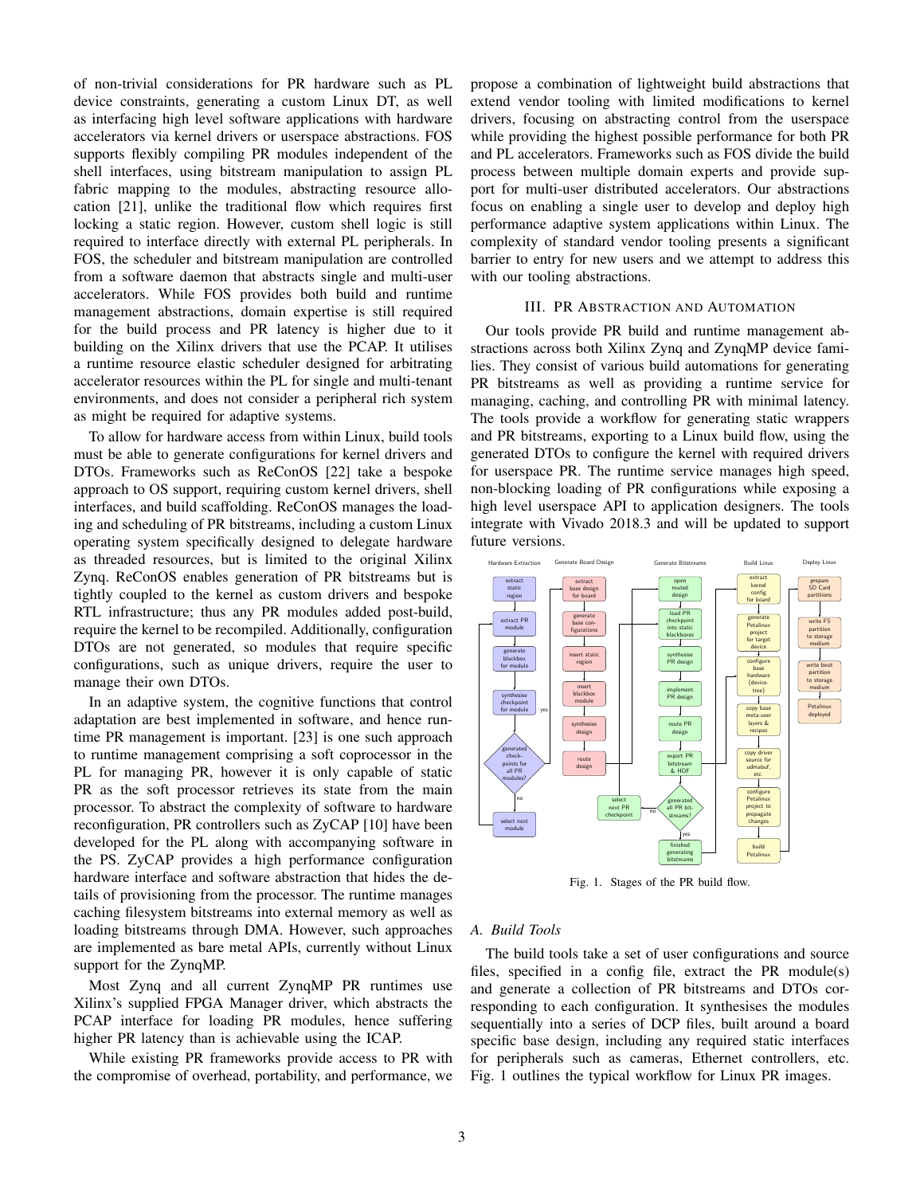of non-trivial considerations for PR hardware such as PL device constraints, generating a custom Linux DT, as well as interfacing high level software applications with hardware accelerators via kernel drivers or userspace abstractions. FOS supports flexibly compiling PR modules independent of the shell interfaces, using bitstream manipulation to assign PL fabric mapping to the modules, abstracting resource allocation [21], unlike the traditional flow which requires first locking a static region. However, custom shell logic is still required to interface directly with external PL peripherals. In FOS, the scheduler and bitstream manipulation are controlled from a software daemon that abstracts single and multi-user accelerators. While FOS provides both build and runtime management abstractions, domain expertise is still required for the build process and PR latency is higher due to it building on the Xilinx drivers that use the PCAP. It utilises a runtime resource elastic scheduler designed for arbitrating accelerator resources within the PL for single and multi-tenant environments, and does not consider a peripheral rich system as might be required for adaptive systems.

To allow for hardware access from within Linux, build tools must be able to generate configurations for kernel drivers and DTOs. Frameworks such as ReConOS [22] take a bespoke approach to OS support, requiring custom kernel drivers, shell interfaces, and build scaffolding. ReConOS manages the loading and scheduling of PR bitstreams, including a custom Linux operating system specifically designed to delegate hardware as threaded resources, but is limited to the original Xilinx Zynq. ReConOS enables generation of PR bitstreams but is tightly coupled to the kernel as custom drivers and bespoke RTL infrastructure; thus any PR modules added post-build, require the kernel to be recompiled. Additionally, configuration DTOs are not generated, so modules that require specific configurations, such as unique drivers, require the user to manage their own DTOs.

In an adaptive system, the cognitive functions that control adaptation are best implemented in software, and hence runtime PR management is important. [23] is one such approach to runtime management comprising a soft coprocessor in the PL for managing PR, however it is only capable of static PR as the soft processor retrieves its state from the main processor. To abstract the complexity of software to hardware reconfiguration, PR controllers such as ZyCAP [10] have been developed for the PL along with accompanying software in the PS. ZyCAP provides a high performance configuration hardware interface and software abstraction that hides the details of provisioning from the processor. The runtime manages caching filesystem bitstreams into external memory as well as loading bitstreams through DMA. However, such approaches are implemented as bare metal APIs, currently without Linux support for the ZynqMP.

Most Zynq and all current ZynqMP PR runtimes use Xilinx's supplied FPGA Manager driver, which abstracts the PCAP interface for loading PR modules, hence suffering higher PR latency than is achievable using the ICAP.

While existing PR frameworks provide access to PR with the compromise of overhead, portability, and performance, we propose a combination of lightweight build abstractions that extend vendor tooling with limited modifications to kernel drivers, focusing on abstracting control from the userspace while providing the highest possible performance for both PR and PL accelerators. Frameworks such as FOS divide the build process between multiple domain experts and provide support for multi-user distributed accelerators. Our abstractions focus on enabling a single user to develop and deploy high performance adaptive system applications within Linux. The complexity of standard vendor tooling presents a significant barrier to entry for new users and we attempt to address this with our tooling abstractions.

## III. PR Abstraction and Automation

Our tools provide PR build and runtime management abstractions across both Xilinx Zynq and ZynqMP device families. They consist of various build automations for generating PR bitstreams as well as providing a runtime service for managing, caching, and controlling PR with minimal latency. The tools provide a workflow for generating static wrappers and PR bitstreams, exporting to a Linux build flow, using the generated DTOs to configure the kernel with required drivers for userspace PR. The runtime service manages high speed, non-blocking loading of PR configurations while exposing a high level userspace API to application designers. The tools integrate with Vivado 2018.3 and will be updated to support future versions.

Fig. 1. Stages of the PR build flow.

### A. Build Tools

The build tools take a set of user configurations and source files, specified in a config file, extract the PR module(s) and generate a collection of PR bitstreams and DTOs corresponding to each configuration. It synthesises the modules sequentially into a series of DCP files, built around a board specific base design, including any required static interfaces for peripherals such as cameras, Ethernet controllers, etc. Fig. 1 outlines the typical workflow for Linux PR images.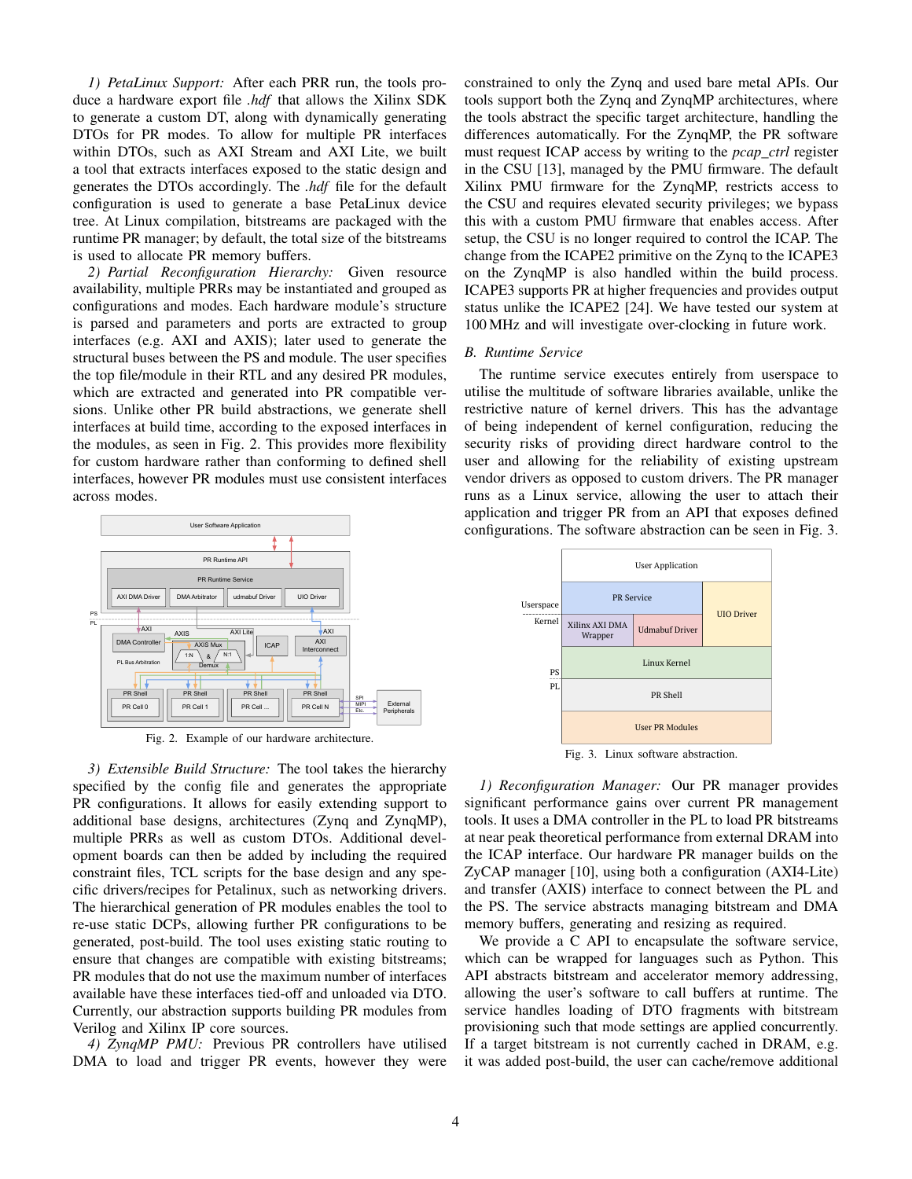*1) PetaLinux Support:* After each PRR run, the tools produce a hardware export file *.hdf* that allows the Xilinx SDK to generate a custom DT, along with dynamically generating DTOs for PR modes. To allow for multiple PR interfaces within DTOs, such as AXI Stream and AXI Lite, we built a tool that extracts interfaces exposed to the static design and generates the DTOs accordingly. The *.hdf* file for the default configuration is used to generate a base PetaLinux device tree. At Linux compilation, bitstreams are packaged with the runtime PR manager; by default, the total size of the bitstreams is used to allocate PR memory buffers.

*2) Partial Reconfiguration Hierarchy:* Given resource availability, multiple PRRs may be instantiated and grouped as configurations and modes. Each hardware module's structure is parsed and parameters and ports are extracted to group interfaces (e.g. AXI and AXIS); later used to generate the structural buses between the PS and module. The user specifies the top file/module in their RTL and any desired PR modules, which are extracted and generated into PR compatible versions. Unlike other PR build abstractions, we generate shell interfaces at build time, according to the exposed interfaces in the modules, as seen in Fig. 2. This provides more flexibility for custom hardware rather than conforming to defined shell interfaces, however PR modules must use consistent interfaces across modes.

Fig. 2. Example of our hardware architecture.

*3) Extensible Build Structure:* The tool takes the hierarchy specified by the config file and generates the appropriate PR configurations. It allows for easily extending support to additional base designs, architectures (Zynq and ZynqMP), multiple PRRs as well as custom DTOs. Additional development boards can then be added by including the required constraint files, TCL scripts for the base design and any specific drivers/recipes for Petalinux, such as networking drivers. The hierarchical generation of PR modules enables the tool to re-use static DCPs, allowing further PR configurations to be generated, post-build. The tool uses existing static routing to ensure that changes are compatible with existing bitstreams; PR modules that do not use the maximum number of interfaces available have these interfaces tied-off and unloaded via DTO. Currently, our abstraction supports building PR modules from Verilog and Xilinx IP core sources.

*4) ZynqMP PMU:* Previous PR controllers have utilised DMA to load and trigger PR events, however they were constrained to only the Zynq and used bare metal APIs. Our tools support both the Zynq and ZynqMP architectures, where the tools abstract the specific target architecture, handling the differences automatically. For the ZynqMP, the PR software must request ICAP access by writing to the *pcap_ctrl* register in the CSU [13], managed by the PMU firmware. The default Xilinx PMU firmware for the ZynqMP, restricts access to the CSU and requires elevated security privileges; we bypass this with a custom PMU firmware that enables access. After setup, the CSU is no longer required to control the ICAP. The change from the ICAPE2 primitive on the Zynq to the ICAPE3 on the ZynqMP is also handled within the build process. ICAPE3 supports PR at higher frequencies and provides output status unlike the ICAPE2 [24]. We have tested our system at 100 MHz and will investigate over-clocking in future work.

### *B. Runtime Service*

The runtime service executes entirely from userspace to utilise the multitude of software libraries available, unlike the restrictive nature of kernel drivers. This has the advantage of being independent of kernel configuration, reducing the security risks of providing direct hardware control to the user and allowing for the reliability of existing upstream vendor drivers as opposed to custom drivers. The PR manager runs as a Linux service, allowing the user to attach their application and trigger PR from an API that exposes defined configurations. The software abstraction can be seen in Fig. 3.

Fig. 3. Linux software abstraction.

*1) Reconfiguration Manager:* Our PR manager provides significant performance gains over current PR management tools. It uses a DMA controller in the PL to load PR bitstreams at near peak theoretical performance from external DRAM into the ICAP interface. Our hardware PR manager builds on the ZyCAP manager [10], using both a configuration (AXI4-Lite) and transfer (AXIS) interface to connect between the PL and the PS. The service abstracts managing bitstream and DMA memory buffers, generating and resizing as required.

We provide a C API to encapsulate the software service, which can be wrapped for languages such as Python. This API abstracts bitstream and accelerator memory addressing, allowing the user's software to call buffers at runtime. The service handles loading of DTO fragments with bitstream provisioning such that mode settings are applied concurrently. If a target bitstream is not currently cached in DRAM, e.g. it was added post-build, the user can cache/remove additional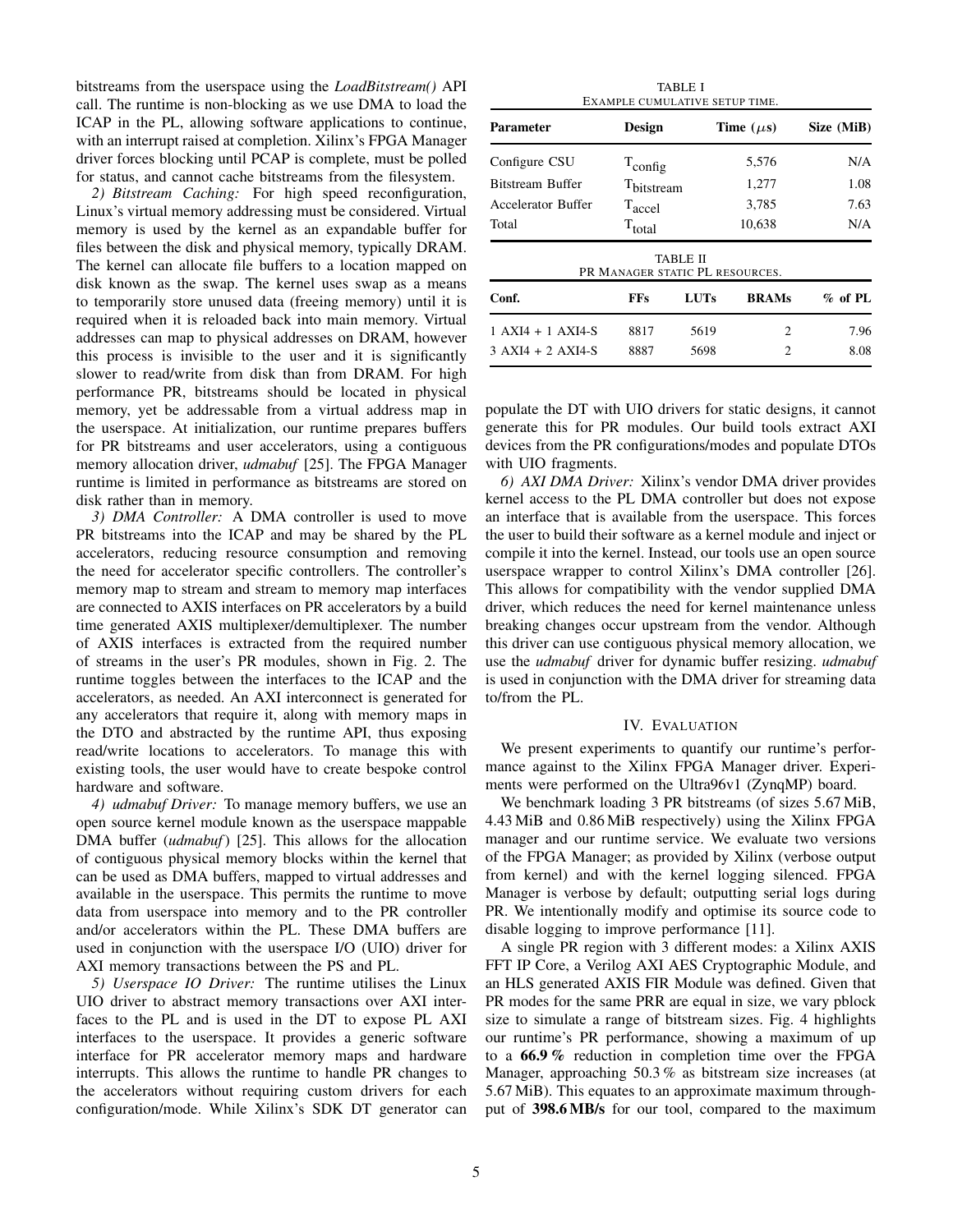bitstreams from the userspace using the *LoadBitstream()* API call. The runtime is non-blocking as we use DMA to load the ICAP in the PL, allowing software applications to continue, with an interrupt raised at completion. Xilinx's FPGA Manager driver forces blocking until PCAP is complete, must be polled for status, and cannot cache bitstreams from the filesystem.

*2) Bitstream Caching:* For high speed reconfiguration, Linux's virtual memory addressing must be considered. Virtual memory is used by the kernel as an expandable buffer for files between the disk and physical memory, typically DRAM. The kernel can allocate file buffers to a location mapped on disk known as the swap. The kernel uses swap as a means to temporarily store unused data (freeing memory) until it is required when it is reloaded back into main memory. Virtual addresses can map to physical addresses on DRAM, however this process is invisible to the user and it is significantly slower to read/write from disk than from DRAM. For high performance PR, bitstreams should be located in physical memory, yet be addressable from a virtual address map in the userspace. At initialization, our runtime prepares buffers for PR bitstreams and user accelerators, using a contiguous memory allocation driver, *udmabuf* [25]. The FPGA Manager runtime is limited in performance as bitstreams are stored on disk rather than in memory.

*3) DMA Controller:* A DMA controller is used to move PR bitstreams into the ICAP and may be shared by the PL accelerators, reducing resource consumption and removing the need for accelerator specific controllers. The controller's memory map to stream and stream to memory map interfaces are connected to AXIS interfaces on PR accelerators by a build time generated AXIS multiplexer/demultiplexer. The number of AXIS interfaces is extracted from the required number of streams in the user's PR modules, shown in Fig. 2. The runtime toggles between the interfaces to the ICAP and the accelerators, as needed. An AXI interconnect is generated for any accelerators that require it, along with memory maps in the DTO and abstracted by the runtime API, thus exposing read/write locations to accelerators. To manage this with existing tools, the user would have to create bespoke control hardware and software.

*4) udmabuf Driver:* To manage memory buffers, we use an open source kernel module known as the userspace mappable DMA buffer (*udmabuf*) [25]. This allows for the allocation of contiguous physical memory blocks within the kernel that can be used as DMA buffers, mapped to virtual addresses and available in the userspace. This permits the runtime to move data from userspace into memory and to the PR controller and/or accelerators within the PL. These DMA buffers are used in conjunction with the userspace I/O (UIO) driver for AXI memory transactions between the PS and PL.

*5) Userspace IO Driver:* The runtime utilises the Linux UIO driver to abstract memory transactions over AXI interfaces to the PL and is used in the DT to expose PL AXI interfaces to the userspace. It provides a generic software interface for PR accelerator memory maps and hardware interrupts. This allows the runtime to handle PR changes to the accelerators without requiring custom drivers for each configuration/mode. While Xilinx's SDK DT generator can populate the DT with UIO drivers for static designs, it cannot generate this for PR modules. Our build tools extract AXI devices from the PR configurations/modes and populate DTOs with UIO fragments.

*6) AXI DMA Driver:* Xilinx's vendor DMA driver provides kernel access to the PL DMA controller but does not expose an interface that is available from the userspace. This forces the user to build their software as a kernel module and inject or compile it into the kernel. Instead, our tools use an open source userspace wrapper to control Xilinx's DMA controller [26]. This allows for compatibility with the vendor supplied DMA driver, which reduces the need for kernel maintenance unless breaking changes occur upstream from the vendor. Although this driver can use contiguous physical memory allocation, we use the *udmabuf* driver for dynamic buffer resizing. *udmabuf* is used in conjunction with the DMA driver for streaming data to/from the PL.

TABLE I
EXAMPLE CUMULATIVE SETUP TIME.

| Parameter | Design | Time ($\mu$s) | Size (MiB) |
|---|---|---|---|
| Configure CSU | $T_{config}$ | 5,576 | N/A |
| Bitstream Buffer | $T_{bitstream}$ | 1,277 | 1.08 |
| Accelerator Buffer | $T_{accel}$ | 3,785 | 7.63 |
| Total | $T_{total}$ | 10,638 | N/A |

TABLE II
PR MANAGER STATIC PL RESOURCES.

| Conf. | FFs | LUTs | BRAMs | % of PL |
|---|---|---|---|---|
| 1 AXI4 + 1 AXI4-S | 8817 | 5619 | 2 | 7.96 |
| 3 AXI4 + 2 AXI4-S | 8887 | 5698 | 2 | 8.08 |

## IV. Evaluation

We present experiments to quantify our runtime's performance against to the Xilinx FPGA Manager driver. Experiments were performed on the Ultra96v1 (ZynqMP) board.

We benchmark loading 3 PR bitstreams (of sizes 5.67 MiB, 4.43 MiB and 0.86 MiB respectively) using the Xilinx FPGA manager and our runtime service. We evaluate two versions of the FPGA Manager; as provided by Xilinx (verbose output from kernel) and with the kernel logging silenced. FPGA Manager is verbose by default; outputting serial logs during PR. We intentionally modify and optimise its source code to disable logging to improve performance [11].

A single PR region with 3 different modes: a Xilinx AXIS FFT IP Core, a Verilog AXI AES Cryptographic Module, and an HLS generated AXIS FIR Module was defined. Given that PR modes for the same PRR are equal in size, we vary pblock size to simulate a range of bitstream sizes. Fig. 4 highlights our runtime's PR performance, showing a maximum of up to a **66.9 %** reduction in completion time over the FPGA Manager, approaching 50.3 % as bitstream size increases (at 5.67 MiB). This equates to an approximate maximum throughput of **398.6 MB/s** for our tool, compared to the maximum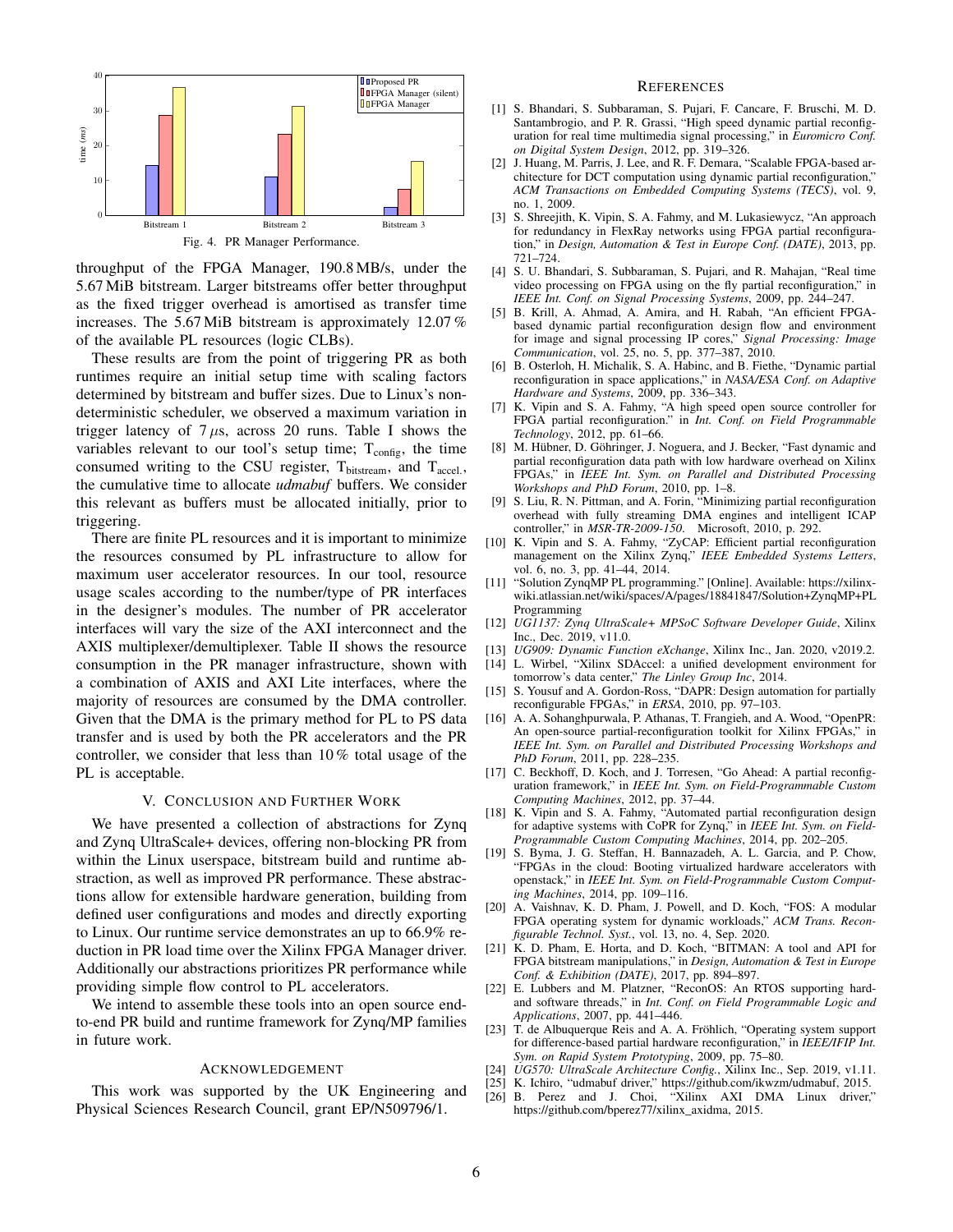40

30

20

10

0

time (ms)

Proposed PR

FPGA Manager (silent)

FPGA Manager

Bitstream 1

Bitstream 2

Bitstream 3

Fig. 4. PR Manager Performance.

throughput of the FPGA Manager, 190.8 MB/s, under the 5.67 MiB bitstream. Larger bitstreams offer better throughput as the fixed trigger overhead is amortised as transfer time increases. The 5.67 MiB bitstream is approximately 12.07 % of the available PL resources (logic CLBs).

These results are from the point of triggering PR as both runtimes require an initial setup time with scaling factors determined by bitstream and buffer sizes. Due to Linux's non-deterministic scheduler, we observed a maximum variation in trigger latency of $7\,\mu$s, across 20 runs. Table I shows the variables relevant to our tool's setup time; $T_{config}$, the time consumed writing to the CSU register, $T_{bitstream}$, and $T_{accel.}$, the cumulative time to allocate *udmabuf* buffers. We consider this relevant as buffers must be allocated initially, prior to triggering.

There are finite PL resources and it is important to minimize the resources consumed by PL infrastructure to allow for maximum user accelerator resources. In our tool, resource usage scales according to the number/type of PR interfaces in the designer's modules. The number of PR accelerator interfaces will vary the size of the AXI interconnect and the AXIS multiplexer/demultiplexer. Table II shows the resource consumption in the PR manager infrastructure, shown with a combination of AXIS and AXI Lite interfaces, where the majority of resources are consumed by the DMA controller. Given that the DMA is the primary method for PL to PS data transfer and is used by both the PR accelerators and the PR controller, we consider that less than 10 % total usage of the PL is acceptable.

## V. Conclusion and Further Work

We have presented a collection of abstractions for Zynq and Zynq UltraScale+ devices, offering non-blocking PR from within the Linux userspace, bitstream build and runtime abstraction, as well as improved PR performance. These abstractions allow for extensible hardware generation, building from defined user configurations and modes and directly exporting to Linux. Our runtime service demonstrates an up to 66.9% reduction in PR load time over the Xilinx FPGA Manager driver. Additionally our abstractions prioritizes PR performance while providing simple flow control to PL accelerators.

We intend to assemble these tools into an open source end-to-end PR build and runtime framework for Zynq/MP families in future work.

## Acknowledgement

This work was supported by the UK Engineering and Physical Sciences Research Council, grant EP/N509796/1.

## References

[1] S. Bhandari, S. Subbaraman, S. Pujari, F. Cancare, F. Bruschi, M. D. Santambrogio, and P. R. Grassi, "High speed dynamic partial reconfiguration for real time multimedia signal processing," in *Euromicro Conf. on Digital System Design*, 2012, pp. 319–326.

[2] J. Huang, M. Parris, J. Lee, and R. F. Demara, "Scalable FPGA-based architecture for DCT computation using dynamic partial reconfiguration," *ACM Transactions on Embedded Computing Systems (TECS)*, vol. 9, no. 1, 2009.

[3] S. Shreejith, K. Vipin, S. A. Fahmy, and M. Lukasiewycz, "An approach for redundancy in FlexRay networks using FPGA partial reconfiguration," in *Design, Automation & Test in Europe Conf. (DATE)*, 2013, pp. 721–724.

[4] S. U. Bhandari, S. Subbaraman, S. Pujari, and R. Mahajan, "Real time video processing on FPGA using on the fly partial reconfiguration," in *IEEE Int. Conf. on Signal Processing Systems*, 2009, pp. 244–247.

[5] B. Krill, A. Ahmad, A. Amira, and H. Rabah, "An efficient FPGA-based dynamic partial reconfiguration design flow and environment for image and signal processing IP cores," *Signal Processing: Image Communication*, vol. 25, no. 5, pp. 377–387, 2010.

[6] B. Osterloh, H. Michalik, S. A. Habinc, and B. Fiethe, "Dynamic partial reconfiguration in space applications," in *NASA/ESA Conf. on Adaptive Hardware and Systems*, 2009, pp. 336–343.

[7] K. Vipin and S. A. Fahmy, "A high speed open source controller for FPGA partial reconfiguration." in *Int. Conf. on Field Programmable Technology*, 2012, pp. 61–66.

[8] M. Hübner, D. Göhringer, J. Noguera, and J. Becker, "Fast dynamic and partial reconfiguration data path with low hardware overhead on Xilinx FPGAs," in *IEEE Int. Sym. on Parallel and Distributed Processing Workshops and PhD Forum*, 2010, pp. 1–8.

[9] S. Liu, R. N. Pittman, and A. Forin, "Minimizing partial reconfiguration overhead with fully streaming DMA engines and intelligent ICAP controller," in *MSR-TR-2009-150*. Microsoft, 2010, p. 292.

[10] K. Vipin and S. A. Fahmy, "ZyCAP: Efficient partial reconfiguration management on the Xilinx Zynq," *IEEE Embedded Systems Letters*, vol. 6, no. 3, pp. 41–44, 2014.

[11] "Solution ZynqMP PL programming." [Online]. Available: https://xilinx-wiki.atlassian.net/wiki/spaces/A/pages/18841847/Solution+ZynqMP+PL Programming

[12] *UG1137: Zynq UltraScale+ MPSoC Software Developer Guide*, Xilinx Inc., Dec. 2019, v11.0.

[13] *UG909: Dynamic Function eXchange*, Xilinx Inc., Jan. 2020, v2019.2.

[14] L. Wirbel, "Xilinx SDAccel: a unified development environment for tomorrow's data center," *The Linley Group Inc*, 2014.

[15] S. Yousuf and A. Gordon-Ross, "DAPR: Design automation for partially reconfigurable FPGAs," in *ERSA*, 2010, pp. 97–103.

[16] A. A. Sohanghpurwala, P. Athanas, T. Frangieh, and A. Wood, "OpenPR: An open-source partial-reconfiguration toolkit for Xilinx FPGAs," in *IEEE Int. Sym. on Parallel and Distributed Processing Workshops and PhD Forum*, 2011, pp. 228–235.

[17] C. Beckhoff, D. Koch, and J. Torresen, "Go Ahead: A partial reconfiguration framework," in *IEEE Int. Sym. on Field-Programmable Custom Computing Machines*, 2012, pp. 37–44.

[18] K. Vipin and S. A. Fahmy, "Automated partial reconfiguration design for adaptive systems with CoPR for Zynq," in *IEEE Int. Sym. on Field-Programmable Custom Computing Machines*, 2014, pp. 202–205.

[19] S. Byma, J. G. Steffan, H. Bannazadeh, A. L. Garcia, and P. Chow, "FPGAs in the cloud: Booting virtualized hardware accelerators with openstack," in *IEEE Int. Sym. on Field-Programmable Custom Computing Machines*, 2014, pp. 109–116.

[20] A. Vaishnav, K. D. Pham, J. Powell, and D. Koch, "FOS: A modular FPGA operating system for dynamic workloads," *ACM Trans. Reconfigurable Technol. Syst.*, vol. 13, no. 4, Sep. 2020.

[21] K. D. Pham, E. Horta, and D. Koch, "BITMAN: A tool and API for FPGA bitstream manipulations," in *Design, Automation & Test in Europe Conf. & Exhibition (DATE)*, 2017, pp. 894–897.

[22] E. Lubbers and M. Platzner, "ReconOS: An RTOS supporting hard-and software threads," in *Int. Conf. on Field Programmable Logic and Applications*, 2007, pp. 441–446.

[23] T. de Albuquerque Reis and A. A. Fröhlich, "Operating system support for difference-based partial hardware reconfiguration," in *IEEE/IFIP Int. Sym. on Rapid System Prototyping*, 2009, pp. 75–80.

[24] *UG570: UltraScale Architecture Config.*, Xilinx Inc., Sep. 2019, v1.11.

[25] K. Ichiro, "udmabuf driver," https://github.com/ikwzm/udmabuf, 2015.

[26] B. Perez and J. Choi, "Xilinx AXI DMA Linux driver," https://github.com/bperez77/xilinx_axidma, 2015.